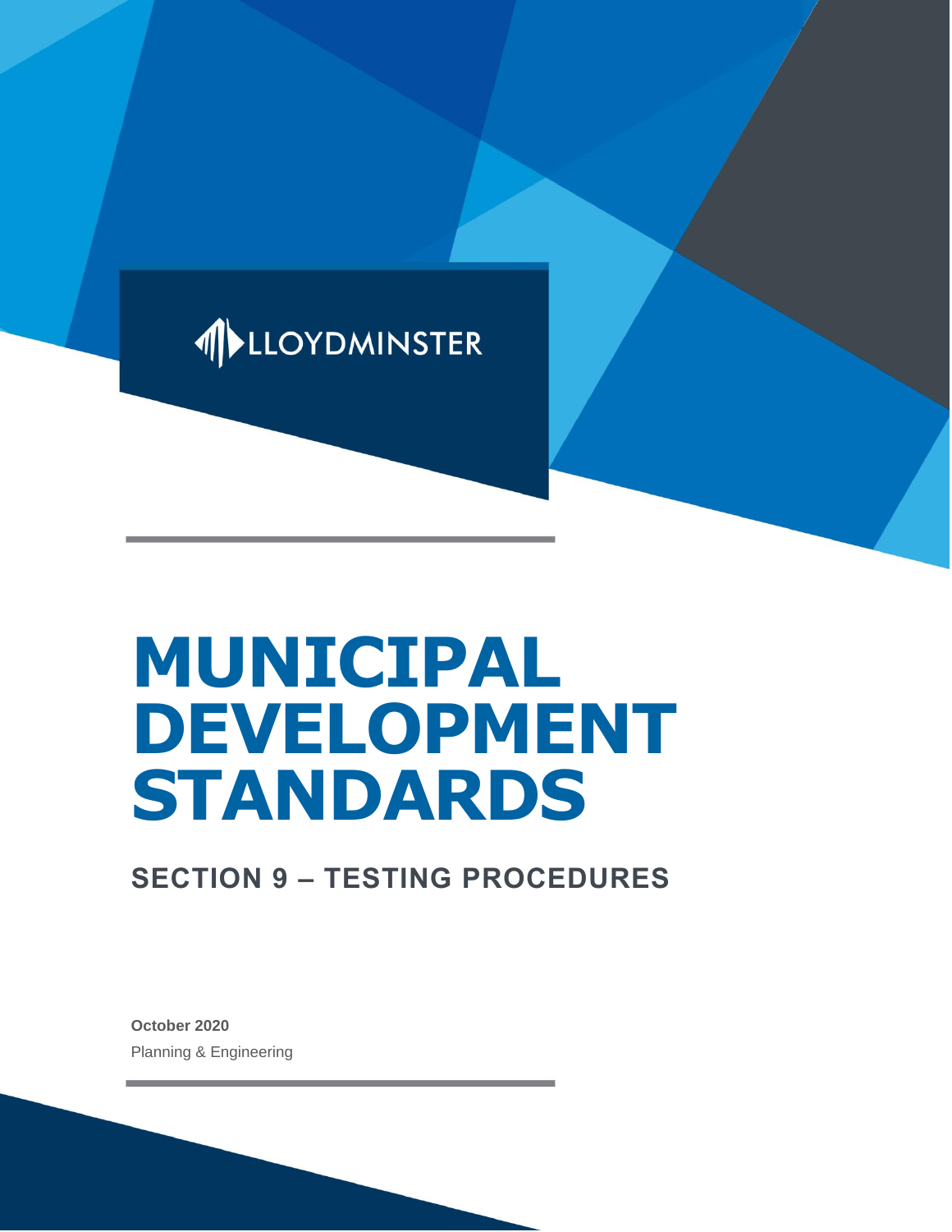LLOYDMINSTER

# MUNICIPAL DEVELOPMENT STANDARDS

## SECTION 9 – TESTING PROCEDURES

**October 2020**

Planning & Engineering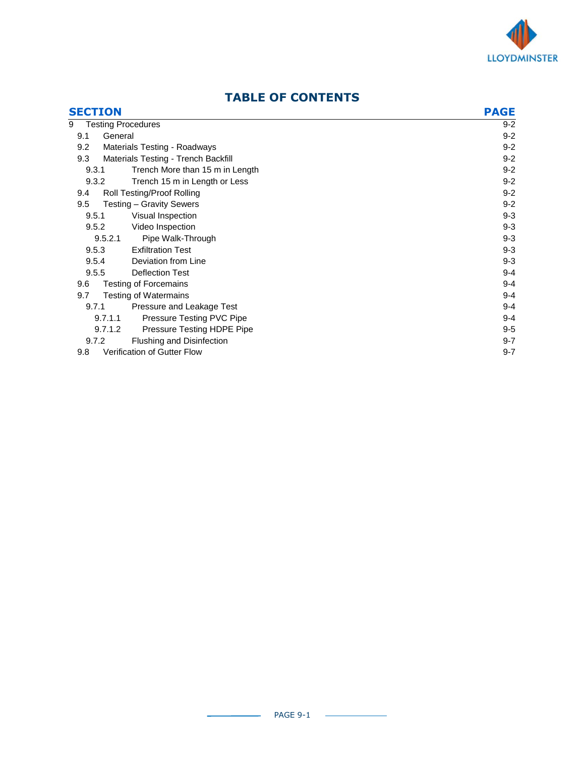# TABLE OF CONTENTS

| SECTION | | PAGE |
|---|---|---|
| 9 | Testing Procedures | 9-2 |
| 9.1 | General | 9-2 |
| 9.2 | Materials Testing - Roadways | 9-2 |
| 9.3 | Materials Testing - Trench Backfill | 9-2 |
| 9.3.1 | Trench More than 15 m in Length | 9-2 |
| 9.3.2 | Trench 15 m in Length or Less | 9-2 |
| 9.4 | Roll Testing/Proof Rolling | 9-2 |
| 9.5 | Testing – Gravity Sewers | 9-2 |
| 9.5.1 | Visual Inspection | 9-3 |
| 9.5.2 | Video Inspection | 9-3 |
| 9.5.2.1 | Pipe Walk-Through | 9-3 |
| 9.5.3 | Exfiltration Test | 9-3 |
| 9.5.4 | Deviation from Line | 9-3 |
| 9.5.5 | Deflection Test | 9-4 |
| 9.6 | Testing of Forcemains | 9-4 |
| 9.7 | Testing of Watermains | 9-4 |
| 9.7.1 | Pressure and Leakage Test | 9-4 |
| 9.7.1.1 | Pressure Testing PVC Pipe | 9-4 |
| 9.7.1.2 | Pressure Testing HDPE Pipe | 9-5 |
| 9.7.2 | Flushing and Disinfection | 9-7 |
| 9.8 | Verification of Gutter Flow | 9-7 |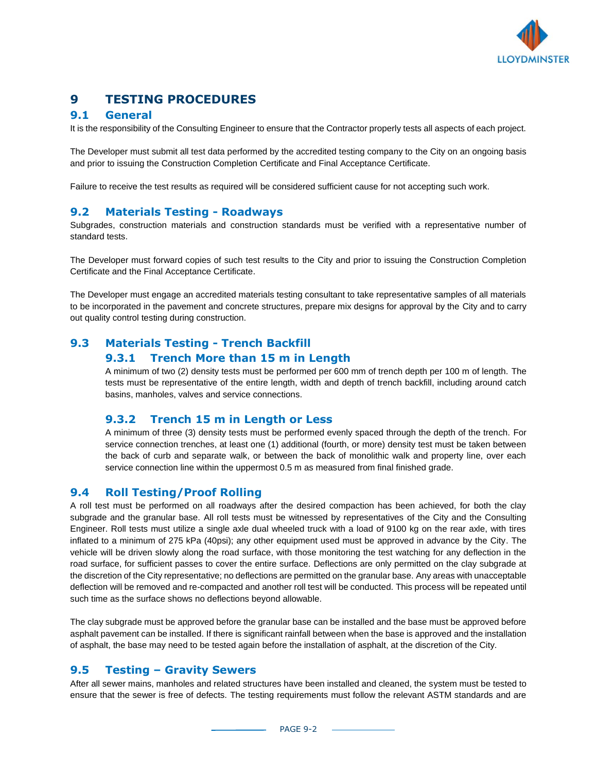# 9 TESTING PROCEDURES

## 9.1 General

It is the responsibility of the Consulting Engineer to ensure that the Contractor properly tests all aspects of each project.

The Developer must submit all test data performed by the accredited testing company to the City on an ongoing basis and prior to issuing the Construction Completion Certificate and Final Acceptance Certificate.

Failure to receive the test results as required will be considered sufficient cause for not accepting such work.

## 9.2 Materials Testing - Roadways

Subgrades, construction materials and construction standards must be verified with a representative number of standard tests.

The Developer must forward copies of such test results to the City and prior to issuing the Construction Completion Certificate and the Final Acceptance Certificate.

The Developer must engage an accredited materials testing consultant to take representative samples of all materials to be incorporated in the pavement and concrete structures, prepare mix designs for approval by the City and to carry out quality control testing during construction.

## 9.3 Materials Testing - Trench Backfill

### 9.3.1 Trench More than 15 m in Length

A minimum of two (2) density tests must be performed per 600 mm of trench depth per 100 m of length. The tests must be representative of the entire length, width and depth of trench backfill, including around catch basins, manholes, valves and service connections.

### 9.3.2 Trench 15 m in Length or Less

A minimum of three (3) density tests must be performed evenly spaced through the depth of the trench. For service connection trenches, at least one (1) additional (fourth, or more) density test must be taken between the back of curb and separate walk, or between the back of monolithic walk and property line, over each service connection line within the uppermost 0.5 m as measured from final finished grade.

## 9.4 Roll Testing/Proof Rolling

A roll test must be performed on all roadways after the desired compaction has been achieved, for both the clay subgrade and the granular base. All roll tests must be witnessed by representatives of the City and the Consulting Engineer. Roll tests must utilize a single axle dual wheeled truck with a load of 9100 kg on the rear axle, with tires inflated to a minimum of 275 kPa (40psi); any other equipment used must be approved in advance by the City. The vehicle will be driven slowly along the road surface, with those monitoring the test watching for any deflection in the road surface, for sufficient passes to cover the entire surface. Deflections are only permitted on the clay subgrade at the discretion of the City representative; no deflections are permitted on the granular base. Any areas with unacceptable deflection will be removed and re-compacted and another roll test will be conducted. This process will be repeated until such time as the surface shows no deflections beyond allowable.

The clay subgrade must be approved before the granular base can be installed and the base must be approved before asphalt pavement can be installed. If there is significant rainfall between when the base is approved and the installation of asphalt, the base may need to be tested again before the installation of asphalt, at the discretion of the City.

## 9.5 Testing – Gravity Sewers

After all sewer mains, manholes and related structures have been installed and cleaned, the system must be tested to ensure that the sewer is free of defects. The testing requirements must follow the relevant ASTM standards and are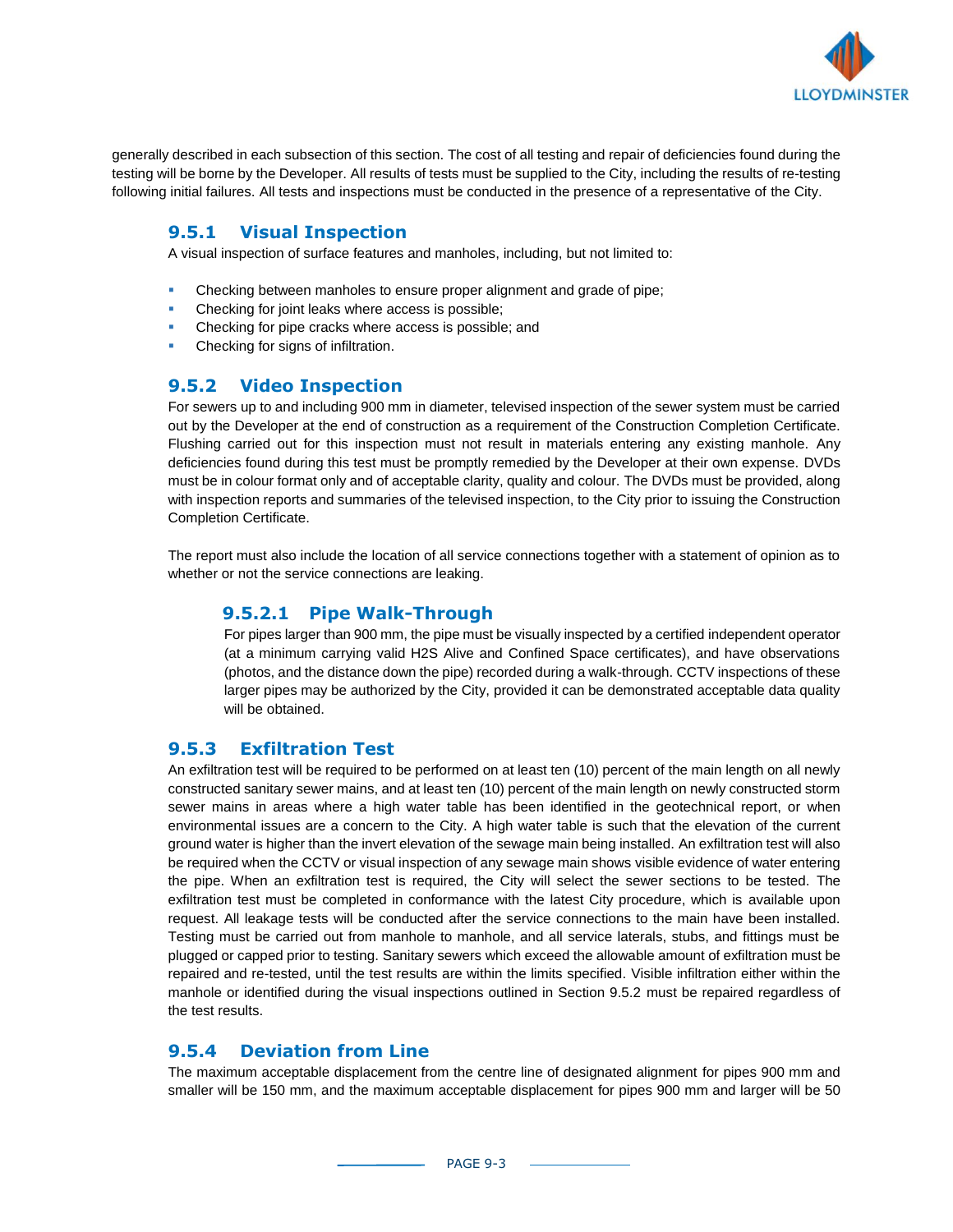generally described in each subsection of this section. The cost of all testing and repair of deficiencies found during the testing will be borne by the Developer. All results of tests must be supplied to the City, including the results of re-testing following initial failures. All tests and inspections must be conducted in the presence of a representative of the City.

### 9.5.1 Visual Inspection

A visual inspection of surface features and manholes, including, but not limited to:

- Checking between manholes to ensure proper alignment and grade of pipe;
- Checking for joint leaks where access is possible;
- Checking for pipe cracks where access is possible; and
- Checking for signs of infiltration.

### 9.5.2 Video Inspection

For sewers up to and including 900 mm in diameter, televised inspection of the sewer system must be carried out by the Developer at the end of construction as a requirement of the Construction Completion Certificate. Flushing carried out for this inspection must not result in materials entering any existing manhole. Any deficiencies found during this test must be promptly remedied by the Developer at their own expense. DVDs must be in colour format only and of acceptable clarity, quality and colour. The DVDs must be provided, along with inspection reports and summaries of the televised inspection, to the City prior to issuing the Construction Completion Certificate.

The report must also include the location of all service connections together with a statement of opinion as to whether or not the service connections are leaking.

#### 9.5.2.1 Pipe Walk-Through

For pipes larger than 900 mm, the pipe must be visually inspected by a certified independent operator (at a minimum carrying valid H2S Alive and Confined Space certificates), and have observations (photos, and the distance down the pipe) recorded during a walk-through. CCTV inspections of these larger pipes may be authorized by the City, provided it can be demonstrated acceptable data quality will be obtained.

### 9.5.3 Exfiltration Test

An exfiltration test will be required to be performed on at least ten (10) percent of the main length on all newly constructed sanitary sewer mains, and at least ten (10) percent of the main length on newly constructed storm sewer mains in areas where a high water table has been identified in the geotechnical report, or when environmental issues are a concern to the City. A high water table is such that the elevation of the current ground water is higher than the invert elevation of the sewage main being installed. An exfiltration test will also be required when the CCTV or visual inspection of any sewage main shows visible evidence of water entering the pipe. When an exfiltration test is required, the City will select the sewer sections to be tested. The exfiltration test must be completed in conformance with the latest City procedure, which is available upon request. All leakage tests will be conducted after the service connections to the main have been installed. Testing must be carried out from manhole to manhole, and all service laterals, stubs, and fittings must be plugged or capped prior to testing. Sanitary sewers which exceed the allowable amount of exfiltration must be repaired and re-tested, until the test results are within the limits specified. Visible infiltration either within the manhole or identified during the visual inspections outlined in Section 9.5.2 must be repaired regardless of the test results.

### 9.5.4 Deviation from Line

The maximum acceptable displacement from the centre line of designated alignment for pipes 900 mm and smaller will be 150 mm, and the maximum acceptable displacement for pipes 900 mm and larger will be 50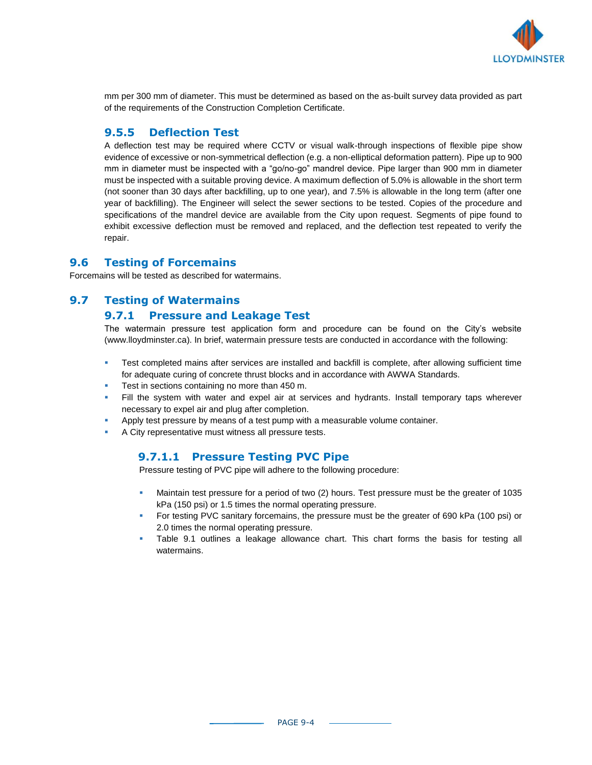mm per 300 mm of diameter. This must be determined as based on the as-built survey data provided as part of the requirements of the Construction Completion Certificate.

### 9.5.5 Deflection Test

A deflection test may be required where CCTV or visual walk-through inspections of flexible pipe show evidence of excessive or non-symmetrical deflection (e.g. a non-elliptical deformation pattern). Pipe up to 900 mm in diameter must be inspected with a "go/no-go" mandrel device. Pipe larger than 900 mm in diameter must be inspected with a suitable proving device. A maximum deflection of 5.0% is allowable in the short term (not sooner than 30 days after backfilling, up to one year), and 7.5% is allowable in the long term (after one year of backfilling). The Engineer will select the sewer sections to be tested. Copies of the procedure and specifications of the mandrel device are available from the City upon request. Segments of pipe found to exhibit excessive deflection must be removed and replaced, and the deflection test repeated to verify the repair.

## 9.6 Testing of Forcemains

Forcemains will be tested as described for watermains.

## 9.7 Testing of Watermains

### 9.7.1 Pressure and Leakage Test

The watermain pressure test application form and procedure can be found on the City's website (www.lloydminster.ca). In brief, watermain pressure tests are conducted in accordance with the following:

- Test completed mains after services are installed and backfill is complete, after allowing sufficient time for adequate curing of concrete thrust blocks and in accordance with AWWA Standards.
- Test in sections containing no more than 450 m.
- Fill the system with water and expel air at services and hydrants. Install temporary taps wherever necessary to expel air and plug after completion.
- Apply test pressure by means of a test pump with a measurable volume container.
- A City representative must witness all pressure tests.

#### 9.7.1.1 Pressure Testing PVC Pipe

Pressure testing of PVC pipe will adhere to the following procedure:

- Maintain test pressure for a period of two (2) hours. Test pressure must be the greater of 1035 kPa (150 psi) or 1.5 times the normal operating pressure.
- For testing PVC sanitary forcemains, the pressure must be the greater of 690 kPa (100 psi) or 2.0 times the normal operating pressure.
- Table 9.1 outlines a leakage allowance chart. This chart forms the basis for testing all watermains.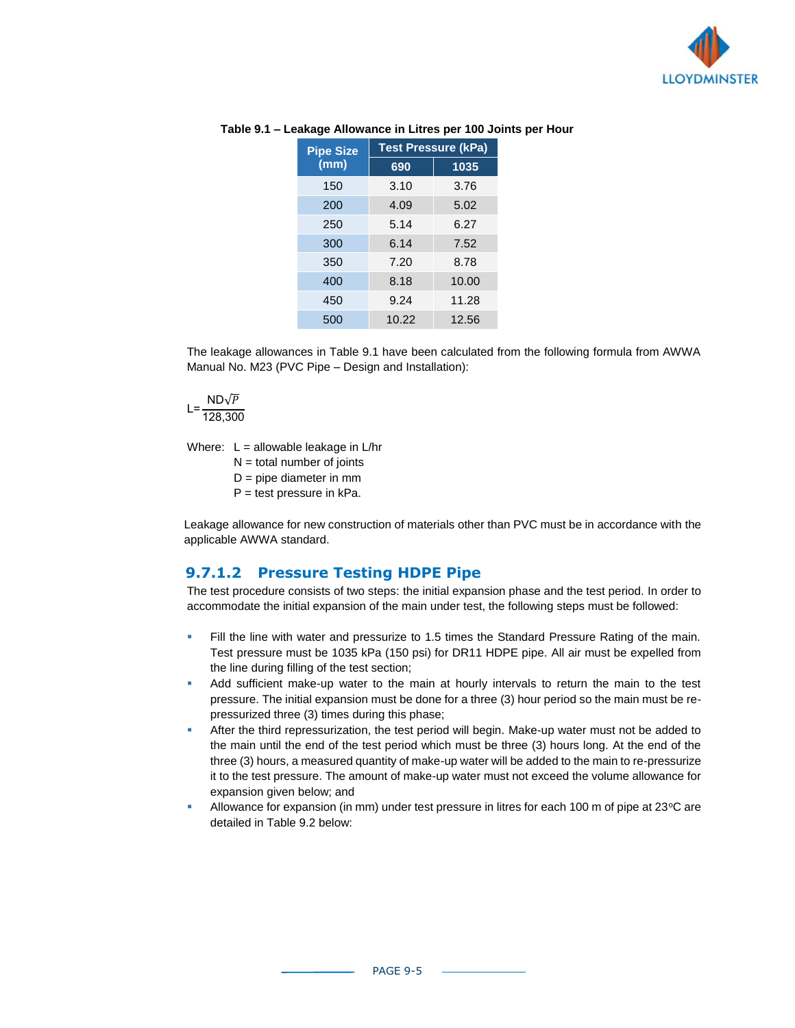**Table 9.1 – Leakage Allowance in Litres per 100 Joints per Hour**

| Pipe Size (mm) | Test Pressure (kPa) | |
|---|---|---|
| | 690 | 1035 |
| 150 | 3.10 | 3.76 |
| 200 | 4.09 | 5.02 |
| 250 | 5.14 | 6.27 |
| 300 | 6.14 | 7.52 |
| 350 | 7.20 | 8.78 |
| 400 | 8.18 | 10.00 |
| 450 | 9.24 | 11.28 |
| 500 | 10.22 | 12.56 |

The leakage allowances in Table 9.1 have been calculated from the following formula from AWWA Manual No. M23 (PVC Pipe – Design and Installation):

$$L = \frac{ND\sqrt{P}}{128{,}300}$$

Where: L = allowable leakage in L/hr
N = total number of joints
D = pipe diameter in mm
P = test pressure in kPa.

Leakage allowance for new construction of materials other than PVC must be in accordance with the applicable AWWA standard.

### 9.7.1.2 Pressure Testing HDPE Pipe

The test procedure consists of two steps: the initial expansion phase and the test period. In order to accommodate the initial expansion of the main under test, the following steps must be followed:

- Fill the line with water and pressurize to 1.5 times the Standard Pressure Rating of the main. Test pressure must be 1035 kPa (150 psi) for DR11 HDPE pipe. All air must be expelled from the line during filling of the test section;
- Add sufficient make-up water to the main at hourly intervals to return the main to the test pressure. The initial expansion must be done for a three (3) hour period so the main must be re-pressurized three (3) times during this phase;
- After the third repressurization, the test period will begin. Make-up water must not be added to the main until the end of the test period which must be three (3) hours long. At the end of the three (3) hours, a measured quantity of make-up water will be added to the main to re-pressurize it to the test pressure. The amount of make-up water must not exceed the volume allowance for expansion given below; and
- Allowance for expansion (in mm) under test pressure in litres for each 100 m of pipe at 23°C are detailed in Table 9.2 below: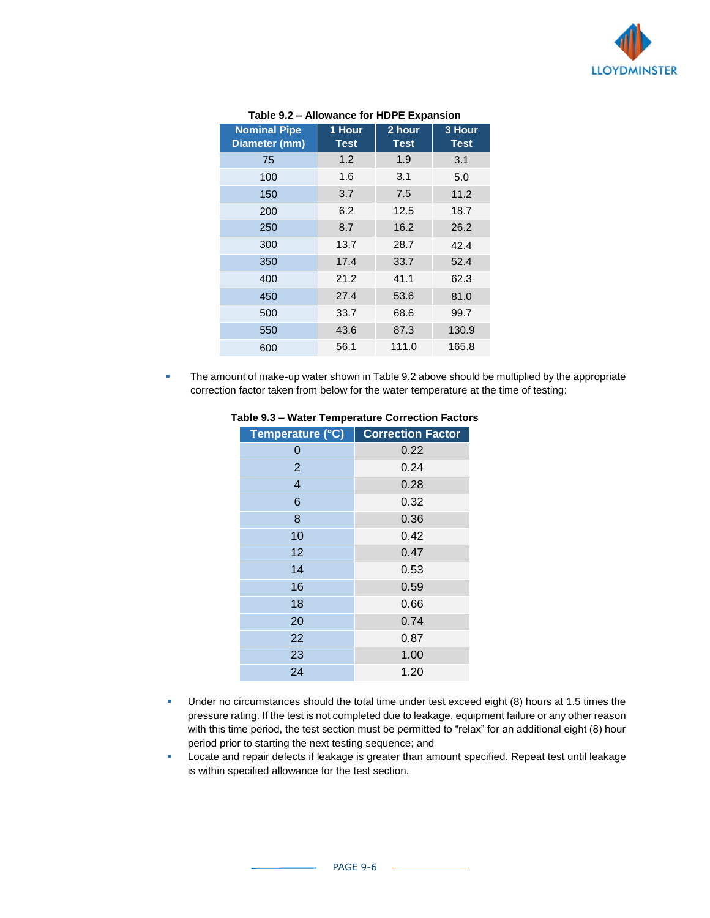**Table 9.2 – Allowance for HDPE Expansion**

| Nominal Pipe Diameter (mm) | 1 Hour Test | 2 hour Test | 3 Hour Test |
|---|---|---|---|
| 75 | 1.2 | 1.9 | 3.1 |
| 100 | 1.6 | 3.1 | 5.0 |
| 150 | 3.7 | 7.5 | 11.2 |
| 200 | 6.2 | 12.5 | 18.7 |
| 250 | 8.7 | 16.2 | 26.2 |
| 300 | 13.7 | 28.7 | 42.4 |
| 350 | 17.4 | 33.7 | 52.4 |
| 400 | 21.2 | 41.1 | 62.3 |
| 450 | 27.4 | 53.6 | 81.0 |
| 500 | 33.7 | 68.6 | 99.7 |
| 550 | 43.6 | 87.3 | 130.9 |
| 600 | 56.1 | 111.0 | 165.8 |

- The amount of make-up water shown in Table 9.2 above should be multiplied by the appropriate correction factor taken from below for the water temperature at the time of testing:

**Table 9.3 – Water Temperature Correction Factors**

| Temperature (°C) | Correction Factor |
|---|---|
| 0 | 0.22 |
| 2 | 0.24 |
| 4 | 0.28 |
| 6 | 0.32 |
| 8 | 0.36 |
| 10 | 0.42 |
| 12 | 0.47 |
| 14 | 0.53 |
| 16 | 0.59 |
| 18 | 0.66 |
| 20 | 0.74 |
| 22 | 0.87 |
| 23 | 1.00 |
| 24 | 1.20 |

- Under no circumstances should the total time under test exceed eight (8) hours at 1.5 times the pressure rating. If the test is not completed due to leakage, equipment failure or any other reason with this time period, the test section must be permitted to “relax” for an additional eight (8) hour period prior to starting the next testing sequence; and
- Locate and repair defects if leakage is greater than amount specified. Repeat test until leakage is within specified allowance for the test section.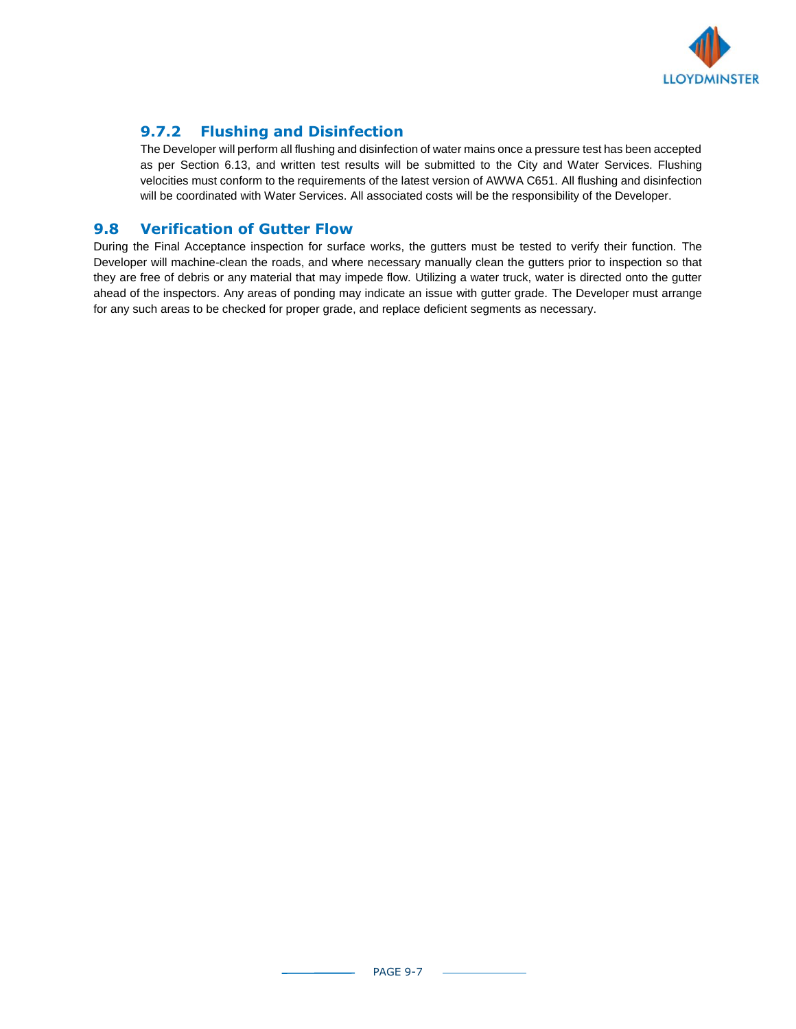### 9.7.2 Flushing and Disinfection

The Developer will perform all flushing and disinfection of water mains once a pressure test has been accepted as per Section 6.13, and written test results will be submitted to the City and Water Services. Flushing velocities must conform to the requirements of the latest version of AWWA C651. All flushing and disinfection will be coordinated with Water Services. All associated costs will be the responsibility of the Developer.

## 9.8 Verification of Gutter Flow

During the Final Acceptance inspection for surface works, the gutters must be tested to verify their function. The Developer will machine-clean the roads, and where necessary manually clean the gutters prior to inspection so that they are free of debris or any material that may impede flow. Utilizing a water truck, water is directed onto the gutter ahead of the inspectors. Any areas of ponding may indicate an issue with gutter grade. The Developer must arrange for any such areas to be checked for proper grade, and replace deficient segments as necessary.